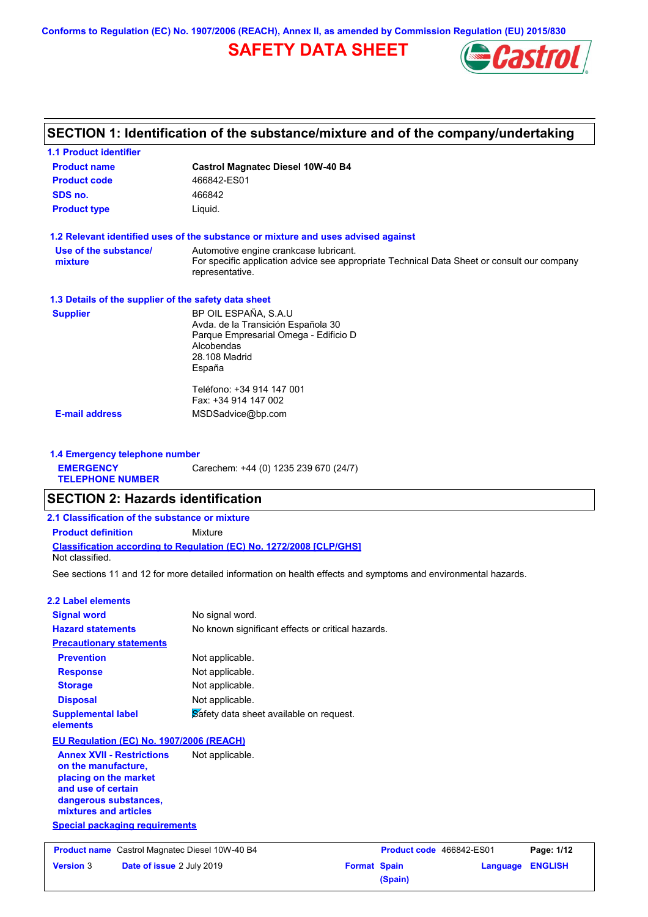Conforms to Regulation (EC) No. 1907/2006 (REACH), Annex II, as amended by Commission Regulation (EU) 2015/830

# SAFETY DATA SHEET

## SECTION 1: Identification of the substance/mixture and of the company/undertaking

### 1.1 Product identifier

| | |
|---|---|
| **Product name** | **Castrol Magnatec Diesel 10W-40 B4** |
| **Product code** | 466842-ES01 |
| **SDS no.** | 466842 |
| **Product type** | Liquid. |

### 1.2 Relevant identified uses of the substance or mixture and uses advised against

| | |
|---|---|
| **Use of the substance/ mixture** | Automotive engine crankcase lubricant. For specific application advice see appropriate Technical Data Sheet or consult our company representative. |

### 1.3 Details of the supplier of the safety data sheet

**Supplier**

BP OIL ESPAÑA, S.A.U
Avda. de la Transición Española 30
Parque Empresarial Omega - Edificio D
Alcobendas
28.108 Madrid
España

Teléfono: +34 914 147 001
Fax: +34 914 147 002

**E-mail address** MSDSadvice@bp.com

### 1.4 Emergency telephone number

**EMERGENCY TELEPHONE NUMBER** Carechem: +44 (0) 1235 239 670 (24/7)

## SECTION 2: Hazards identification

### 2.1 Classification of the substance or mixture

**Product definition** Mixture

**Classification according to Regulation (EC) No. 1272/2008 [CLP/GHS]**
Not classified.

See sections 11 and 12 for more detailed information on health effects and symptoms and environmental hazards.

### 2.2 Label elements

| | |
|---|---|
| **Signal word** | No signal word. |
| **Hazard statements** | No known significant effects or critical hazards. |

**Precautionary statements**

| | |
|---|---|
| **Prevention** | Not applicable. |
| **Response** | Not applicable. |
| **Storage** | Not applicable. |
| **Disposal** | Not applicable. |
| **Supplemental label elements** | Safety data sheet available on request. |

**EU Regulation (EC) No. 1907/2006 (REACH)**

| | |
|---|---|
| **Annex XVII - Restrictions on the manufacture, placing on the market and use of certain dangerous substances, mixtures and articles** | Not applicable. |

**Special packaging requirements**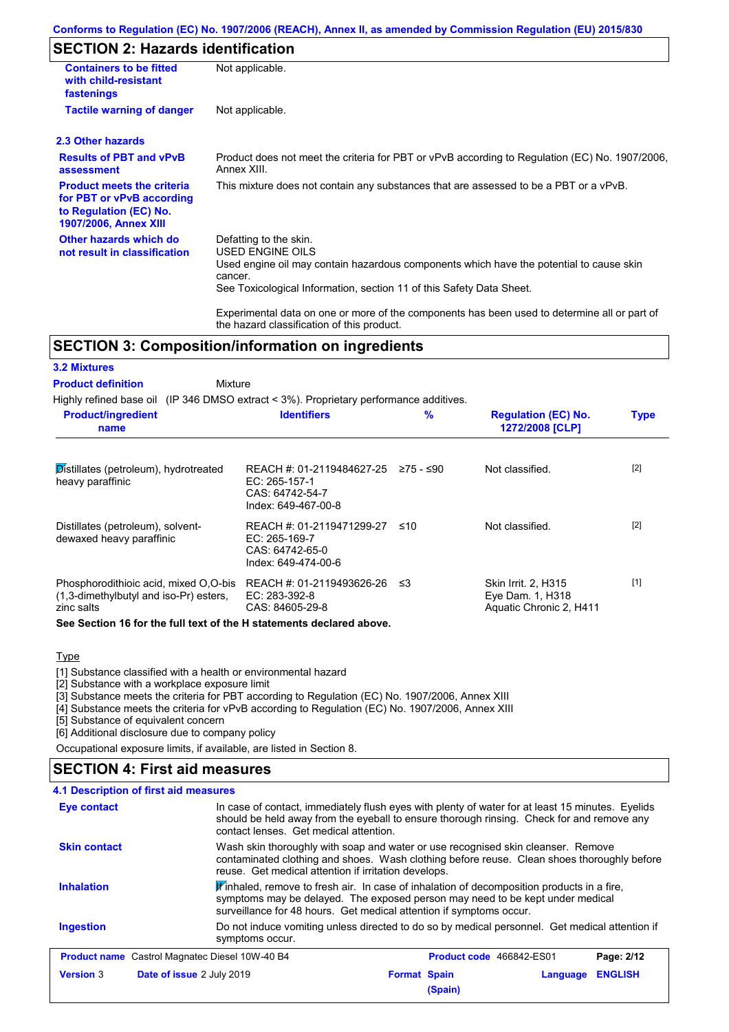## SECTION 2: Hazards identification

| | |
|---|---|
| **Containers to be fitted with child-resistant fastenings** | Not applicable. |
| **Tactile warning of danger** | Not applicable. |

### 2.3 Other hazards

| | |
|---|---|
| **Results of PBT and vPvB assessment** | Product does not meet the criteria for PBT or vPvB according to Regulation (EC) No. 1907/2006, Annex XIII. |
| **Product meets the criteria for PBT or vPvB according to Regulation (EC) No. 1907/2006, Annex XIII** | This mixture does not contain any substances that are assessed to be a PBT or a vPvB. |
| **Other hazards which do not result in classification** | Defatting to the skin.<br>USED ENGINE OILS<br>Used engine oil may contain hazardous components which have the potential to cause skin cancer.<br>See Toxicological Information, section 11 of this Safety Data Sheet.<br><br>Experimental data on one or more of the components has been used to determine all or part of the hazard classification of this product. |

## SECTION 3: Composition/information on ingredients

### 3.2 Mixtures

**Product definition** Mixture

Highly refined base oil (IP 346 DMSO extract < 3%). Proprietary performance additives.

| Product/ingredient name | Identifiers | % | Regulation (EC) No. 1272/2008 [CLP] | Type |
|---|---|---|---|---|
| Distillates (petroleum), hydrotreated heavy paraffinic | REACH #: 01-2119484627-25<br>EC: 265-157-1<br>CAS: 64742-54-7<br>Index: 649-467-00-8 | ≥75 - ≤90 | Not classified. | [2] |
| Distillates (petroleum), solvent-dewaxed heavy paraffinic | REACH #: 01-2119471299-27<br>EC: 265-169-7<br>CAS: 64742-65-0<br>Index: 649-474-00-6 | ≤10 | Not classified. | [2] |
| Phosphorodithioic acid, mixed O,O-bis (1,3-dimethylbutyl and iso-Pr) esters, zinc salts | REACH #: 01-2119493626-26<br>EC: 283-392-8<br>CAS: 84605-29-8 | ≤3 | Skin Irrit. 2, H315<br>Eye Dam. 1, H318<br>Aquatic Chronic 2, H411 | [1] |

**See Section 16 for the full text of the H statements declared above.**

Type

[1] Substance classified with a health or environmental hazard
[2] Substance with a workplace exposure limit
[3] Substance meets the criteria for PBT according to Regulation (EC) No. 1907/2006, Annex XIII
[4] Substance meets the criteria for vPvB according to Regulation (EC) No. 1907/2006, Annex XIII
[5] Substance of equivalent concern
[6] Additional disclosure due to company policy

Occupational exposure limits, if available, are listed in Section 8.

## SECTION 4: First aid measures

### 4.1 Description of first aid measures

| | |
|---|---|
| **Eye contact** | In case of contact, immediately flush eyes with plenty of water for at least 15 minutes. Eyelids should be held away from the eyeball to ensure thorough rinsing. Check for and remove any contact lenses. Get medical attention. |
| **Skin contact** | Wash skin thoroughly with soap and water or use recognised skin cleanser. Remove contaminated clothing and shoes. Wash clothing before reuse. Clean shoes thoroughly before reuse. Get medical attention if irritation develops. |
| **Inhalation** | If inhaled, remove to fresh air. In case of inhalation of decomposition products in a fire, symptoms may be delayed. The exposed person may need to be kept under medical surveillance for 48 hours. Get medical attention if symptoms occur. |
| **Ingestion** | Do not induce vomiting unless directed to do so by medical personnel. Get medical attention if symptoms occur. |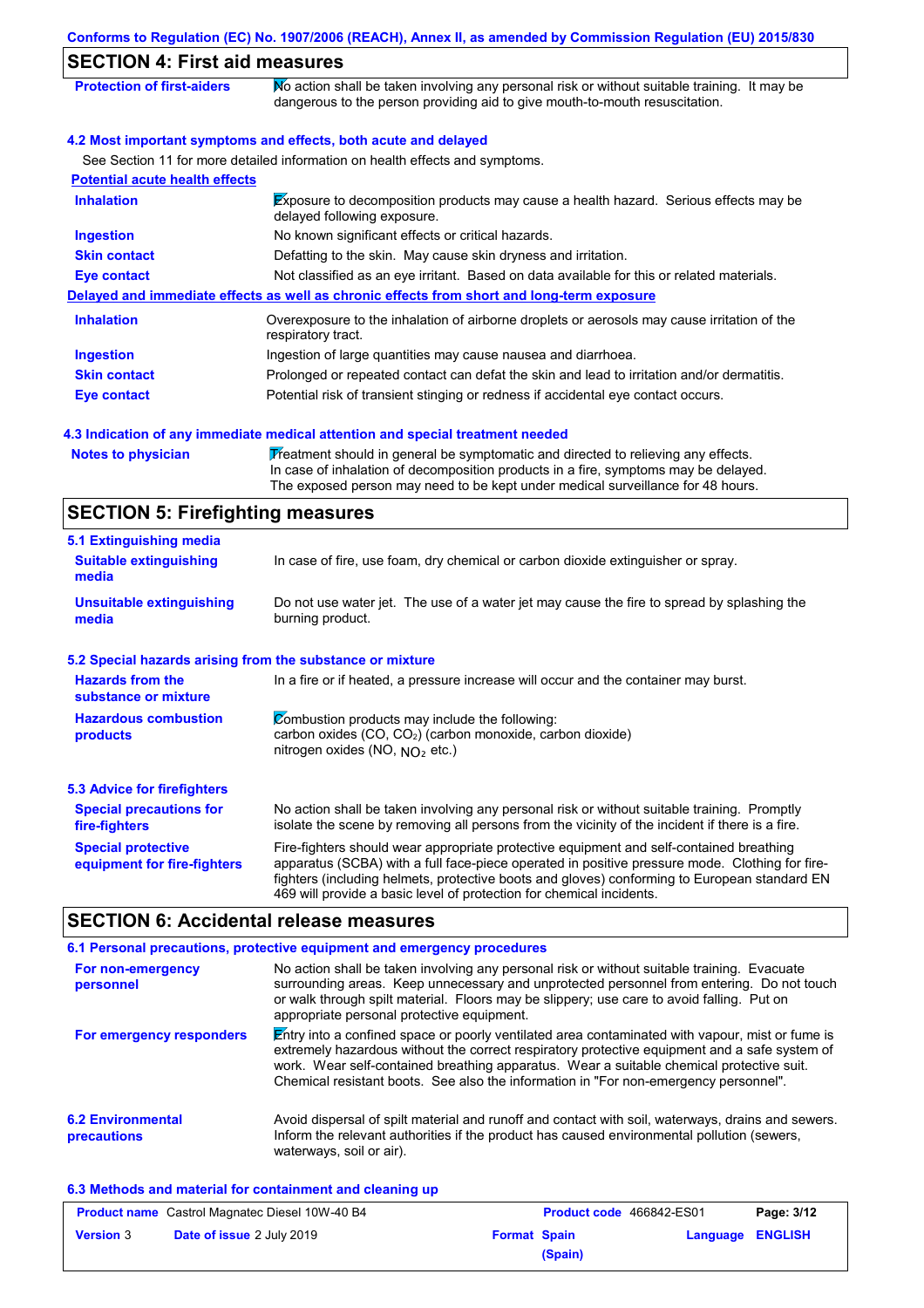## SECTION 4: First aid measures

| | |
|---|---|
| **Protection of first-aiders** | No action shall be taken involving any personal risk or without suitable training. It may be dangerous to the person providing aid to give mouth-to-mouth resuscitation. |

### 4.2 Most important symptoms and effects, both acute and delayed

See Section 11 for more detailed information on health effects and symptoms.

**Potential acute health effects**

| | |
|---|---|
| **Inhalation** | Exposure to decomposition products may cause a health hazard. Serious effects may be delayed following exposure. |
| **Ingestion** | No known significant effects or critical hazards. |
| **Skin contact** | Defatting to the skin. May cause skin dryness and irritation. |
| **Eye contact** | Not classified as an eye irritant. Based on data available for this or related materials. |

**Delayed and immediate effects as well as chronic effects from short and long-term exposure**

| | |
|---|---|
| **Inhalation** | Overexposure to the inhalation of airborne droplets or aerosols may cause irritation of the respiratory tract. |
| **Ingestion** | Ingestion of large quantities may cause nausea and diarrhoea. |
| **Skin contact** | Prolonged or repeated contact can defat the skin and lead to irritation and/or dermatitis. |
| **Eye contact** | Potential risk of transient stinging or redness if accidental eye contact occurs. |

### 4.3 Indication of any immediate medical attention and special treatment needed

| | |
|---|---|
| **Notes to physician** | Treatment should in general be symptomatic and directed to relieving any effects. In case of inhalation of decomposition products in a fire, symptoms may be delayed. The exposed person may need to be kept under medical surveillance for 48 hours. |

## SECTION 5: Firefighting measures

### 5.1 Extinguishing media

| | |
|---|---|
| **Suitable extinguishing media** | In case of fire, use foam, dry chemical or carbon dioxide extinguisher or spray. |
| **Unsuitable extinguishing media** | Do not use water jet. The use of a water jet may cause the fire to spread by splashing the burning product. |

### 5.2 Special hazards arising from the substance or mixture

| | |
|---|---|
| **Hazards from the substance or mixture** | In a fire or if heated, a pressure increase will occur and the container may burst. |
| **Hazardous combustion products** | Combustion products may include the following: carbon oxides (CO, $CO_2$) (carbon monoxide, carbon dioxide) nitrogen oxides (NO, $NO_2$ etc.) |

### 5.3 Advice for firefighters

| | |
|---|---|
| **Special precautions for fire-fighters** | No action shall be taken involving any personal risk or without suitable training. Promptly isolate the scene by removing all persons from the vicinity of the incident if there is a fire. |
| **Special protective equipment for fire-fighters** | Fire-fighters should wear appropriate protective equipment and self-contained breathing apparatus (SCBA) with a full face-piece operated in positive pressure mode. Clothing for fire-fighters (including helmets, protective boots and gloves) conforming to European standard EN 469 will provide a basic level of protection for chemical incidents. |

## SECTION 6: Accidental release measures

### 6.1 Personal precautions, protective equipment and emergency procedures

| | |
|---|---|
| **For non-emergency personnel** | No action shall be taken involving any personal risk or without suitable training. Evacuate surrounding areas. Keep unnecessary and unprotected personnel from entering. Do not touch or walk through spilt material. Floors may be slippery; use care to avoid falling. Put on appropriate personal protective equipment. |
| **For emergency responders** | Entry into a confined space or poorly ventilated area contaminated with vapour, mist or fume is extremely hazardous without the correct respiratory protective equipment and a safe system of work. Wear self-contained breathing apparatus. Wear a suitable chemical protective suit. Chemical resistant boots. See also the information in "For non-emergency personnel". |

| | |
|---|---|
| **6.2 Environmental precautions** | Avoid dispersal of spilt material and runoff and contact with soil, waterways, drains and sewers. Inform the relevant authorities if the product has caused environmental pollution (sewers, waterways, soil or air). |

### 6.3 Methods and material for containment and cleaning up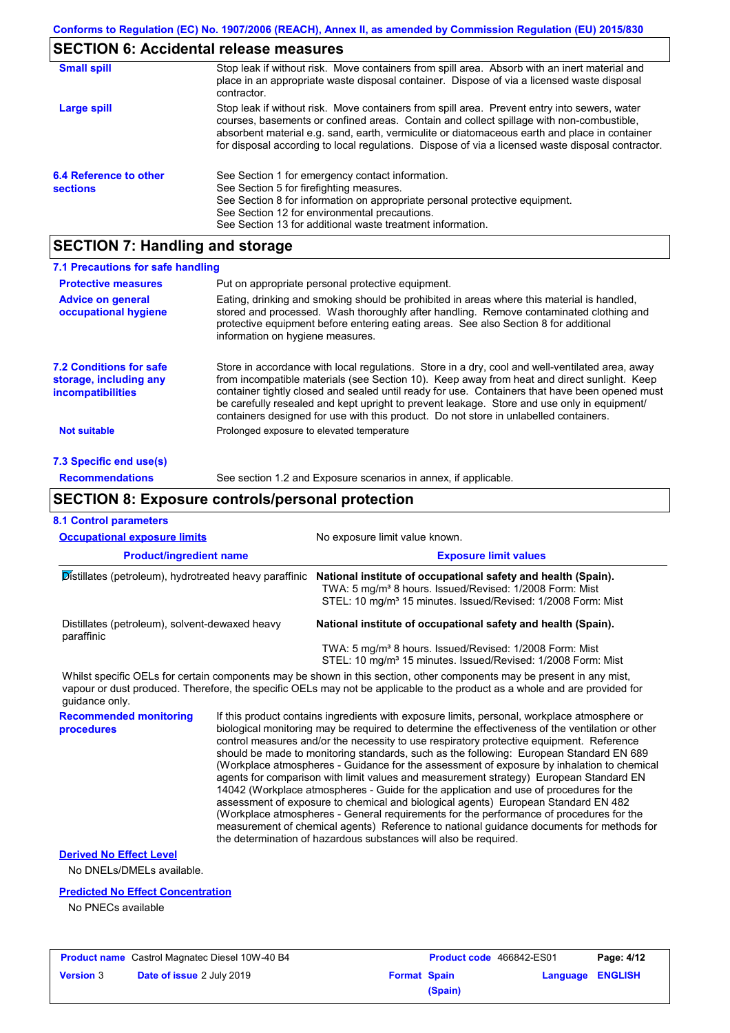## SECTION 6: Accidental release measures

**Small spill**

Stop leak if without risk. Move containers from spill area. Absorb with an inert material and place in an appropriate waste disposal container. Dispose of via a licensed waste disposal contractor.

**Large spill**

Stop leak if without risk. Move containers from spill area. Prevent entry into sewers, water courses, basements or confined areas. Contain and collect spillage with non-combustible, absorbent material e.g. sand, earth, vermiculite or diatomaceous earth and place in container for disposal according to local regulations. Dispose of via a licensed waste disposal contractor.

**6.4 Reference to other sections**

See Section 1 for emergency contact information.
See Section 5 for firefighting measures.
See Section 8 for information on appropriate personal protective equipment.
See Section 12 for environmental precautions.
See Section 13 for additional waste treatment information.

## SECTION 7: Handling and storage

### 7.1 Precautions for safe handling

**Protective measures**

Put on appropriate personal protective equipment.

**Advice on general occupational hygiene**

Eating, drinking and smoking should be prohibited in areas where this material is handled, stored and processed. Wash thoroughly after handling. Remove contaminated clothing and protective equipment before entering eating areas. See also Section 8 for additional information on hygiene measures.

**7.2 Conditions for safe storage, including any incompatibilities**

Store in accordance with local regulations. Store in a dry, cool and well-ventilated area, away from incompatible materials (see Section 10). Keep away from heat and direct sunlight. Keep container tightly closed and sealed until ready for use. Containers that have been opened must be carefully resealed and kept upright to prevent leakage. Store and use only in equipment/ containers designed for use with this product. Do not store in unlabelled containers.

**Not suitable**

Prolonged exposure to elevated temperature

### 7.3 Specific end use(s)

**Recommendations**

See section 1.2 and Exposure scenarios in annex, if applicable.

## SECTION 8: Exposure controls/personal protection

### 8.1 Control parameters

**Occupational exposure limits**

No exposure limit value known.

| Product/ingredient name | Exposure limit values |
|---|---|
| Distillates (petroleum), hydrotreated heavy paraffinic | **National institute of occupational safety and health (Spain).** TWA: 5 mg/m³ 8 hours. Issued/Revised: 1/2008 Form: Mist STEL: 10 mg/m³ 15 minutes. Issued/Revised: 1/2008 Form: Mist |
| Distillates (petroleum), solvent-dewaxed heavy paraffinic | **National institute of occupational safety and health (Spain).** TWA: 5 mg/m³ 8 hours. Issued/Revised: 1/2008 Form: Mist STEL: 10 mg/m³ 15 minutes. Issued/Revised: 1/2008 Form: Mist |

Whilst specific OELs for certain components may be shown in this section, other components may be present in any mist, vapour or dust produced. Therefore, the specific OELs may not be applicable to the product as a whole and are provided for guidance only.

**Recommended monitoring procedures**

If this product contains ingredients with exposure limits, personal, workplace atmosphere or biological monitoring may be required to determine the effectiveness of the ventilation or other control measures and/or the necessity to use respiratory protective equipment. Reference should be made to monitoring standards, such as the following: European Standard EN 689 (Workplace atmospheres - Guidance for the assessment of exposure by inhalation to chemical agents for comparison with limit values and measurement strategy) European Standard EN 14042 (Workplace atmospheres - Guide for the application and use of procedures for the assessment of exposure to chemical and biological agents) European Standard EN 482 (Workplace atmospheres - General requirements for the performance of procedures for the measurement of chemical agents) Reference to national guidance documents for methods for the determination of hazardous substances will also be required.

**Derived No Effect Level**

No DNELs/DMELs available.

**Predicted No Effect Concentration**

No PNECs available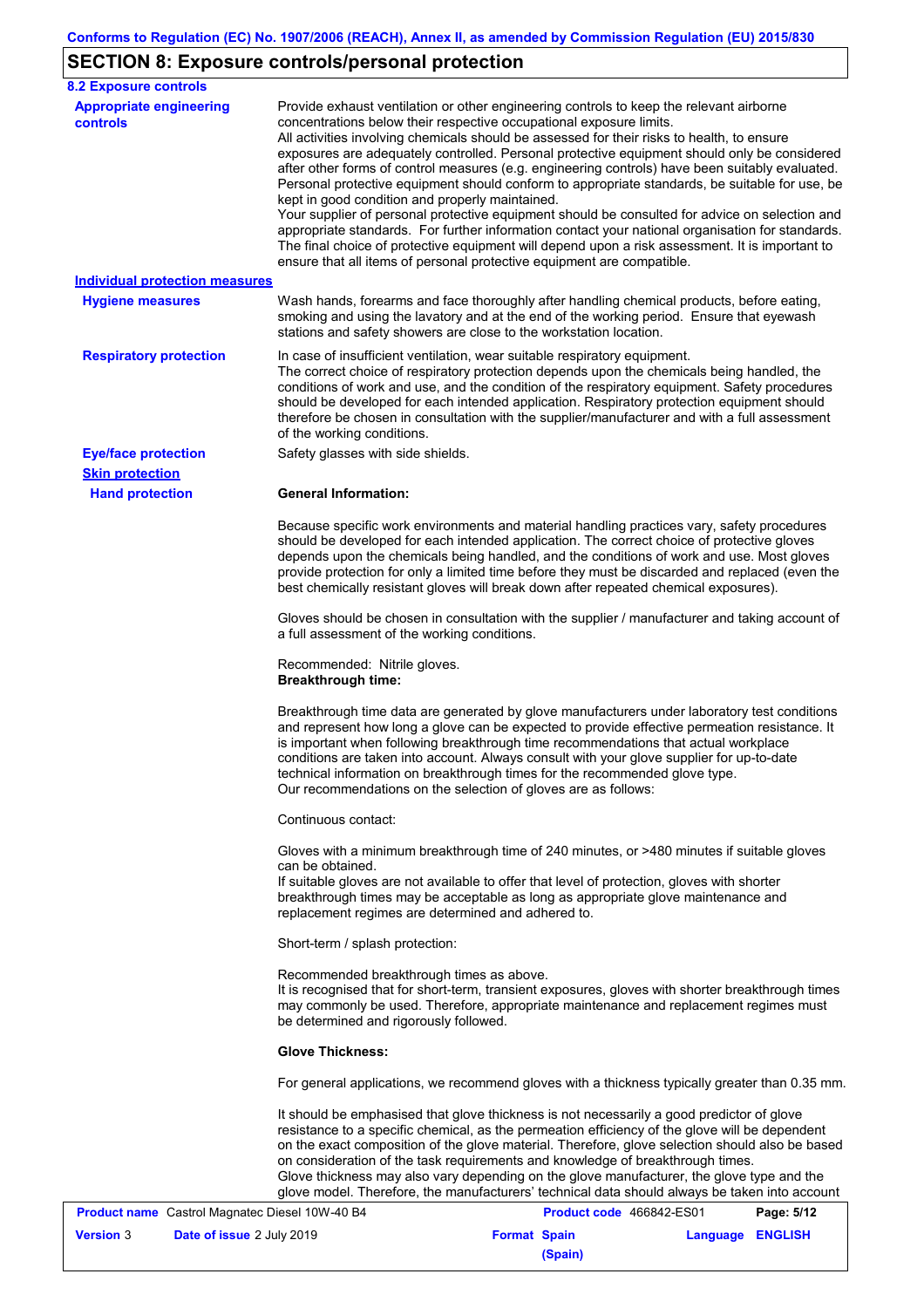## SECTION 8: Exposure controls/personal protection

### 8.2 Exposure controls

**Appropriate engineering controls**

Provide exhaust ventilation or other engineering controls to keep the relevant airborne concentrations below their respective occupational exposure limits.
All activities involving chemicals should be assessed for their risks to health, to ensure exposures are adequately controlled. Personal protective equipment should only be considered after other forms of control measures (e.g. engineering controls) have been suitably evaluated. Personal protective equipment should conform to appropriate standards, be suitable for use, be kept in good condition and properly maintained.
Your supplier of personal protective equipment should be consulted for advice on selection and appropriate standards. For further information contact your national organisation for standards. The final choice of protective equipment will depend upon a risk assessment. It is important to ensure that all items of personal protective equipment are compatible.

**Individual protection measures**

**Hygiene measures**

Wash hands, forearms and face thoroughly after handling chemical products, before eating, smoking and using the lavatory and at the end of the working period. Ensure that eyewash stations and safety showers are close to the workstation location.

**Respiratory protection**

In case of insufficient ventilation, wear suitable respiratory equipment.
The correct choice of respiratory protection depends upon the chemicals being handled, the conditions of work and use, and the condition of the respiratory equipment. Safety procedures should be developed for each intended application. Respiratory protection equipment should therefore be chosen in consultation with the supplier/manufacturer and with a full assessment of the working conditions.

**Eye/face protection**

Safety glasses with side shields.

**Skin protection**

**Hand protection**

**General Information:**

Because specific work environments and material handling practices vary, safety procedures should be developed for each intended application. The correct choice of protective gloves depends upon the chemicals being handled, and the conditions of work and use. Most gloves provide protection for only a limited time before they must be discarded and replaced (even the best chemically resistant gloves will break down after repeated chemical exposures).

Gloves should be chosen in consultation with the supplier / manufacturer and taking account of a full assessment of the working conditions.

Recommended: Nitrile gloves.
**Breakthrough time:**

Breakthrough time data are generated by glove manufacturers under laboratory test conditions and represent how long a glove can be expected to provide effective permeation resistance. It is important when following breakthrough time recommendations that actual workplace conditions are taken into account. Always consult with your glove supplier for up-to-date technical information on breakthrough times for the recommended glove type.
Our recommendations on the selection of gloves are as follows:

Continuous contact:

Gloves with a minimum breakthrough time of 240 minutes, or >480 minutes if suitable gloves can be obtained.
If suitable gloves are not available to offer that level of protection, gloves with shorter breakthrough times may be acceptable as long as appropriate glove maintenance and replacement regimes are determined and adhered to.

Short-term / splash protection:

Recommended breakthrough times as above.
It is recognised that for short-term, transient exposures, gloves with shorter breakthrough times may commonly be used. Therefore, appropriate maintenance and replacement regimes must be determined and rigorously followed.

**Glove Thickness:**

For general applications, we recommend gloves with a thickness typically greater than 0.35 mm.

It should be emphasised that glove thickness is not necessarily a good predictor of glove resistance to a specific chemical, as the permeation efficiency of the glove will be dependent on the exact composition of the glove material. Therefore, glove selection should also be based on consideration of the task requirements and knowledge of breakthrough times.
Glove thickness may also vary depending on the glove manufacturer, the glove type and the glove model. Therefore, the manufacturers' technical data should always be taken into account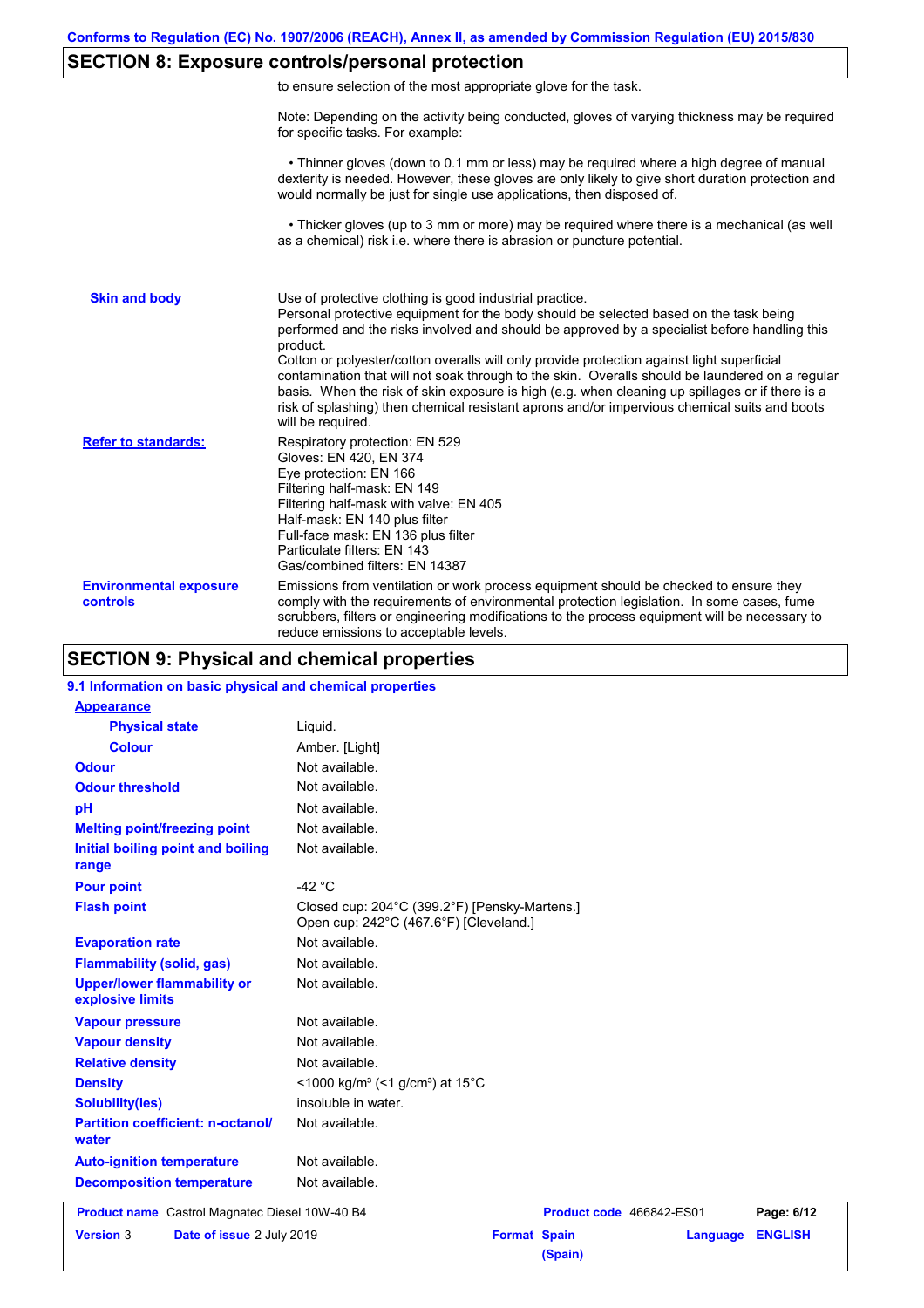## SECTION 8: Exposure controls/personal protection

to ensure selection of the most appropriate glove for the task.

Note: Depending on the activity being conducted, gloves of varying thickness may be required for specific tasks. For example:

- Thinner gloves (down to 0.1 mm or less) may be required where a high degree of manual dexterity is needed. However, these gloves are only likely to give short duration protection and would normally be just for single use applications, then disposed of.

- Thicker gloves (up to 3 mm or more) may be required where there is a mechanical (as well as a chemical) risk i.e. where there is abrasion or puncture potential.

**Skin and body**

Use of protective clothing is good industrial practice.
Personal protective equipment for the body should be selected based on the task being performed and the risks involved and should be approved by a specialist before handling this product.
Cotton or polyester/cotton overalls will only provide protection against light superficial contamination that will not soak through to the skin. Overalls should be laundered on a regular basis. When the risk of skin exposure is high (e.g. when cleaning up spillages or if there is a risk of splashing) then chemical resistant aprons and/or impervious chemical suits and boots will be required.

**Refer to standards:**

Respiratory protection: EN 529
Gloves: EN 420, EN 374
Eye protection: EN 166
Filtering half-mask: EN 149
Filtering half-mask with valve: EN 405
Half-mask: EN 140 plus filter
Full-face mask: EN 136 plus filter
Particulate filters: EN 143
Gas/combined filters: EN 14387

**Environmental exposure controls**

Emissions from ventilation or work process equipment should be checked to ensure they comply with the requirements of environmental protection legislation. In some cases, fume scrubbers, filters or engineering modifications to the process equipment will be necessary to reduce emissions to acceptable levels.

## SECTION 9: Physical and chemical properties

### 9.1 Information on basic physical and chemical properties

| Property | Value |
|---|---|
| **Appearance** | |
| Physical state | Liquid. |
| Colour | Amber. [Light] |
| Odour | Not available. |
| Odour threshold | Not available. |
| pH | Not available. |
| Melting point/freezing point | Not available. |
| Initial boiling point and boiling range | Not available. |
| Pour point | -42 °C |
| Flash point | Closed cup: 204°C (399.2°F) [Pensky-Martens.]<br>Open cup: 242°C (467.6°F) [Cleveland.] |
| Evaporation rate | Not available. |
| Flammability (solid, gas) | Not available. |
| Upper/lower flammability or explosive limits | Not available. |
| Vapour pressure | Not available. |
| Vapour density | Not available. |
| Relative density | Not available. |
| Density | <1000 kg/m³ (<1 g/cm³) at 15°C |
| Solubility(ies) | insoluble in water. |
| Partition coefficient: n-octanol/water | Not available. |
| Auto-ignition temperature | Not available. |
| Decomposition temperature | Not available. |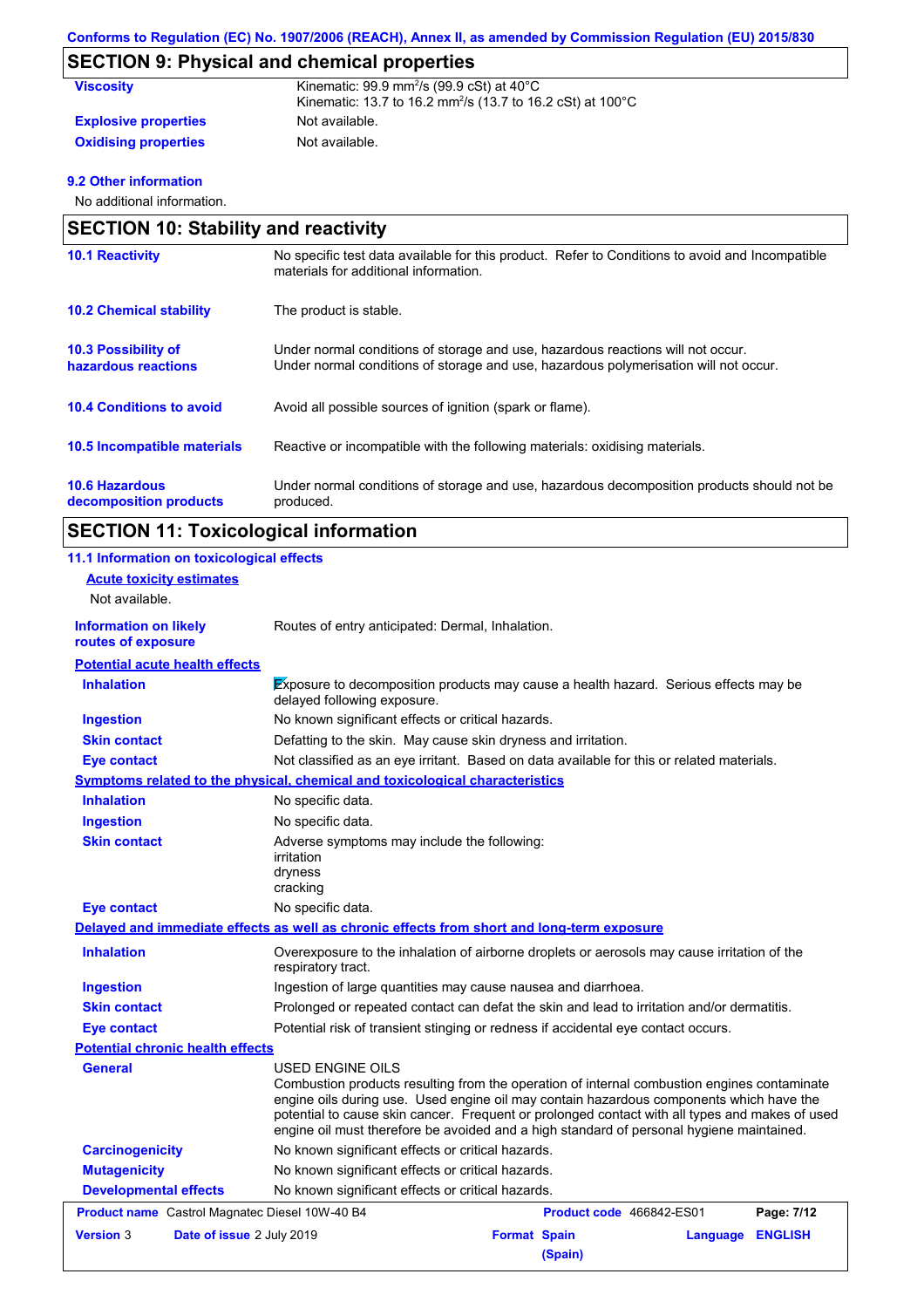Conforms to Regulation (EC) No. 1907/2006 (REACH), Annex II, as amended by Commission Regulation (EU) 2015/830

## SECTION 9: Physical and chemical properties

| | |
|---|---|
| **Viscosity** | Kinematic: 99.9 mm$^2$/s (99.9 cSt) at 40°C<br>Kinematic: 13.7 to 16.2 mm$^2$/s (13.7 to 16.2 cSt) at 100°C |
| **Explosive properties** | Not available. |
| **Oxidising properties** | Not available. |

**9.2 Other information**

No additional information.

## SECTION 10: Stability and reactivity

| | |
|---|---|
| **10.1 Reactivity** | No specific test data available for this product. Refer to Conditions to avoid and Incompatible materials for additional information. |
| **10.2 Chemical stability** | The product is stable. |
| **10.3 Possibility of hazardous reactions** | Under normal conditions of storage and use, hazardous reactions will not occur.<br>Under normal conditions of storage and use, hazardous polymerisation will not occur. |
| **10.4 Conditions to avoid** | Avoid all possible sources of ignition (spark or flame). |
| **10.5 Incompatible materials** | Reactive or incompatible with the following materials: oxidising materials. |
| **10.6 Hazardous decomposition products** | Under normal conditions of storage and use, hazardous decomposition products should not be produced. |

## SECTION 11: Toxicological information

**11.1 Information on toxicological effects**

**Acute toxicity estimates**

Not available.

| | |
|---|---|
| **Information on likely routes of exposure** | Routes of entry anticipated: Dermal, Inhalation. |

**Potential acute health effects**

| | |
|---|---|
| **Inhalation** | Exposure to decomposition products may cause a health hazard. Serious effects may be delayed following exposure. |
| **Ingestion** | No known significant effects or critical hazards. |
| **Skin contact** | Defatting to the skin. May cause skin dryness and irritation. |
| **Eye contact** | Not classified as an eye irritant. Based on data available for this or related materials. |

**Symptoms related to the physical, chemical and toxicological characteristics**

| | |
|---|---|
| **Inhalation** | No specific data. |
| **Ingestion** | No specific data. |
| **Skin contact** | Adverse symptoms may include the following:<br>irritation<br>dryness<br>cracking |
| **Eye contact** | No specific data. |

**Delayed and immediate effects as well as chronic effects from short and long-term exposure**

| | |
|---|---|
| **Inhalation** | Overexposure to the inhalation of airborne droplets or aerosols may cause irritation of the respiratory tract. |
| **Ingestion** | Ingestion of large quantities may cause nausea and diarrhoea. |
| **Skin contact** | Prolonged or repeated contact can defat the skin and lead to irritation and/or dermatitis. |
| **Eye contact** | Potential risk of transient stinging or redness if accidental eye contact occurs. |

**Potential chronic health effects**

| | |
|---|---|
| **General** | USED ENGINE OILS<br>Combustion products resulting from the operation of internal combustion engines contaminate engine oils during use. Used engine oil may contain hazardous components which have the potential to cause skin cancer. Frequent or prolonged contact with all types and makes of used engine oil must therefore be avoided and a high standard of personal hygiene maintained. |
| **Carcinogenicity** | No known significant effects or critical hazards. |
| **Mutagenicity** | No known significant effects or critical hazards. |
| **Developmental effects** | No known significant effects or critical hazards. |

**Product name** Castrol Magnatec Diesel 10W-40 B4 **Product code** 466842-ES01
**Version** 3 **Date of issue** 2 July 2019 **Format** Spain (Spain) **Language** ENGLISH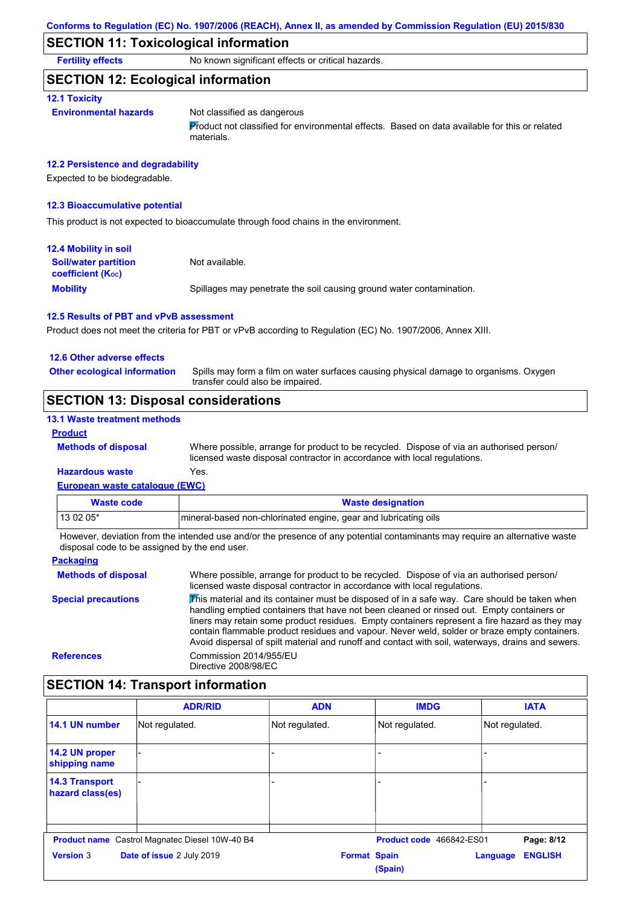## SECTION 11: Toxicological information

**Fertility effects** No known significant effects or critical hazards.

## SECTION 12: Ecological information

### 12.1 Toxicity

**Environmental hazards** Not classified as dangerous

Product not classified for environmental effects. Based on data available for this or related materials.

### 12.2 Persistence and degradability

Expected to be biodegradable.

### 12.3 Bioaccumulative potential

This product is not expected to bioaccumulate through food chains in the environment.

### 12.4 Mobility in soil

**Soil/water partition coefficient ($K_{OC}$)** Not available.

**Mobility** Spillages may penetrate the soil causing ground water contamination.

### 12.5 Results of PBT and vPvB assessment

Product does not meet the criteria for PBT or vPvB according to Regulation (EC) No. 1907/2006, Annex XIII.

### 12.6 Other adverse effects

**Other ecological information** Spills may form a film on water surfaces causing physical damage to organisms. Oxygen transfer could also be impaired.

## SECTION 13: Disposal considerations

### 13.1 Waste treatment methods

**Product**

**Methods of disposal** Where possible, arrange for product to be recycled. Dispose of via an authorised person/ licensed waste disposal contractor in accordance with local regulations.

**Hazardous waste** Yes.

**European waste catalogue (EWC)**

| Waste code | Waste designation |
|---|---|
| 13 02 05* | mineral-based non-chlorinated engine, gear and lubricating oils |

However, deviation from the intended use and/or the presence of any potential contaminants may require an alternative waste disposal code to be assigned by the end user.

**Packaging**

**Methods of disposal** Where possible, arrange for product to be recycled. Dispose of via an authorised person/ licensed waste disposal contractor in accordance with local regulations.

**Special precautions** This material and its container must be disposed of in a safe way. Care should be taken when handling emptied containers that have not been cleaned or rinsed out. Empty containers or liners may retain some product residues. Empty containers represent a fire hazard as they may contain flammable product residues and vapour. Never weld, solder or braze empty containers. Avoid dispersal of spilt material and runoff and contact with soil, waterways, drains and sewers.

**References** Commission 2014/955/EU
Directive 2008/98/EC

## SECTION 14: Transport information

| | ADR/RID | ADN | IMDG | IATA |
|---|---|---|---|---|
| 14.1 UN number | Not regulated. | Not regulated. | Not regulated. | Not regulated. |
| 14.2 UN proper shipping name | - | - | - | - |
| 14.3 Transport hazard class(es) | - | - | - | - |

**Product name** Castrol Magnatec Diesel 10W-40 B4 **Product code** 466842-ES01
**Version** 3 **Date of issue** 2 July 2019 **Format** Spain (Spain) **Language** ENGLISH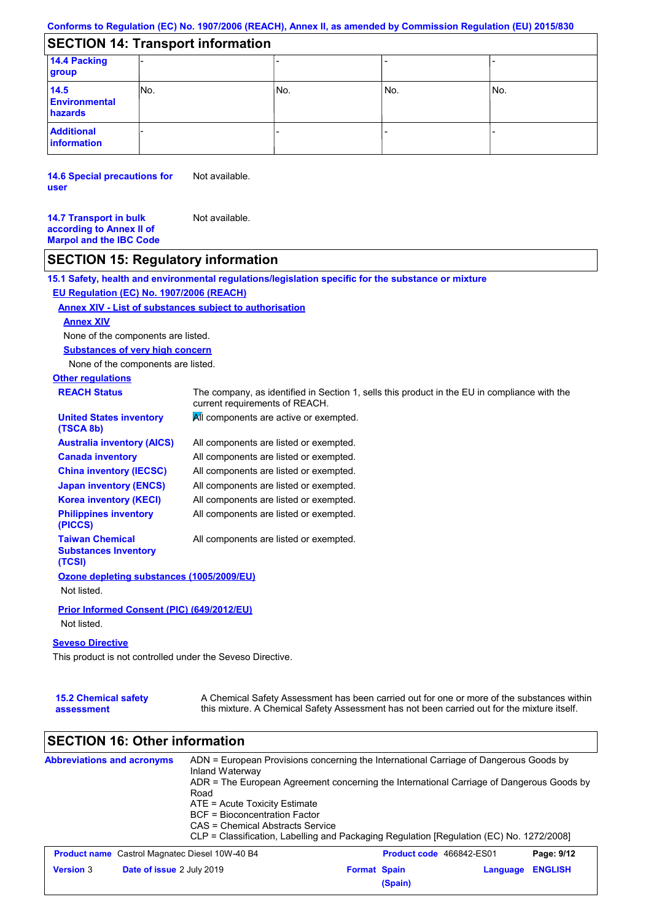## SECTION 14: Transport information

| | | | | |
|---|---|---|---|---|
| **14.4 Packing group** | - | - | - | - |
| **14.5 Environmental hazards** | No. | No. | No. | No. |
| **Additional information** | - | - | - | - |

**14.6 Special precautions for user** Not available.

**14.7 Transport in bulk according to Annex II of Marpol and the IBC Code** Not available.

## SECTION 15: Regulatory information

**15.1 Safety, health and environmental regulations/legislation specific for the substance or mixture**

**EU Regulation (EC) No. 1907/2006 (REACH)**

**Annex XIV - List of substances subject to authorisation**

**Annex XIV**

None of the components are listed.

**Substances of very high concern**

None of the components are listed.

**Other regulations**

**REACH Status** The company, as identified in Section 1, sells this product in the EU in compliance with the current requirements of REACH.

**United States inventory (TSCA 8b)** All components are active or exempted.

**Australia inventory (AICS)** All components are listed or exempted.

**Canada inventory** All components are listed or exempted.

**China inventory (IECSC)** All components are listed or exempted.

**Japan inventory (ENCS)** All components are listed or exempted.

**Korea inventory (KECI)** All components are listed or exempted.

**Philippines inventory (PICCS)** All components are listed or exempted.

**Taiwan Chemical Substances Inventory (TCSI)** All components are listed or exempted.

**Ozone depleting substances (1005/2009/EU)**

Not listed.

**Prior Informed Consent (PIC) (649/2012/EU)**

Not listed.

**Seveso Directive**

This product is not controlled under the Seveso Directive.

**15.2 Chemical safety assessment** A Chemical Safety Assessment has been carried out for one or more of the substances within this mixture. A Chemical Safety Assessment has not been carried out for the mixture itself.

## SECTION 16: Other information

**Abbreviations and acronyms**

ADN = European Provisions concerning the International Carriage of Dangerous Goods by Inland Waterway
ADR = The European Agreement concerning the International Carriage of Dangerous Goods by Road
ATE = Acute Toxicity Estimate
BCF = Bioconcentration Factor
CAS = Chemical Abstracts Service
CLP = Classification, Labelling and Packaging Regulation [Regulation (EC) No. 1272/2008]

| | | | |
|---|---|---|---|
| **Product name** Castrol Magnatec Diesel 10W-40 B4 | | **Product code** 466842-ES01 | |
| **Version** 3 | **Date of issue** 2 July 2019 | **Format** Spain (Spain) | **Language** ENGLISH |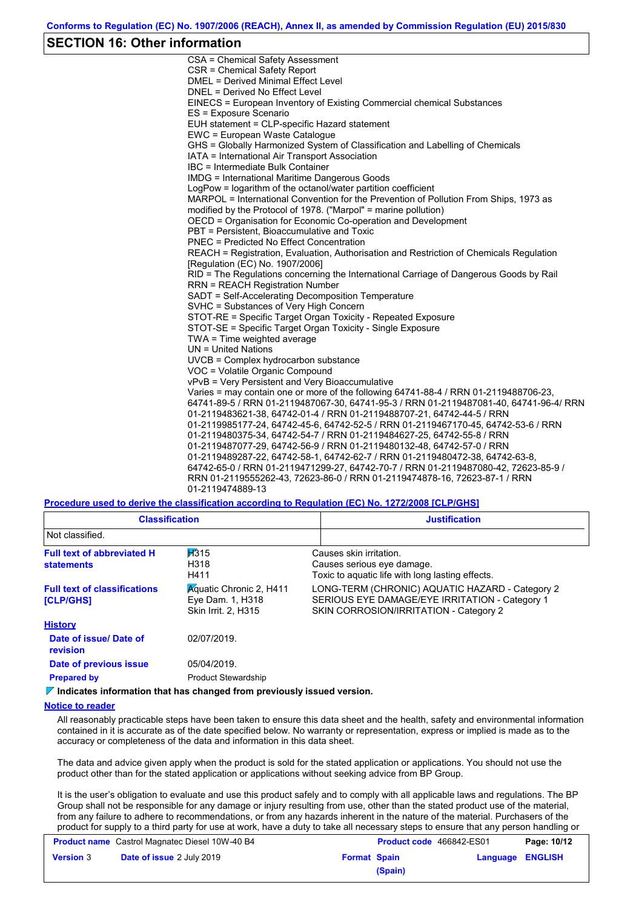## SECTION 16: Other information

CSA = Chemical Safety Assessment
CSR = Chemical Safety Report
DMEL = Derived Minimal Effect Level
DNEL = Derived No Effect Level
EINECS = European Inventory of Existing Commercial chemical Substances
ES = Exposure Scenario
EUH statement = CLP-specific Hazard statement
EWC = European Waste Catalogue
GHS = Globally Harmonized System of Classification and Labelling of Chemicals
IATA = International Air Transport Association
IBC = Intermediate Bulk Container
IMDG = International Maritime Dangerous Goods
LogPow = logarithm of the octanol/water partition coefficient
MARPOL = International Convention for the Prevention of Pollution From Ships, 1973 as modified by the Protocol of 1978. ("Marpol" = marine pollution)
OECD = Organisation for Economic Co-operation and Development
PBT = Persistent, Bioaccumulative and Toxic
PNEC = Predicted No Effect Concentration
REACH = Registration, Evaluation, Authorisation and Restriction of Chemicals Regulation [Regulation (EC) No. 1907/2006]
RID = The Regulations concerning the International Carriage of Dangerous Goods by Rail
RRN = REACH Registration Number
SADT = Self-Accelerating Decomposition Temperature
SVHC = Substances of Very High Concern
STOT-RE = Specific Target Organ Toxicity - Repeated Exposure
STOT-SE = Specific Target Organ Toxicity - Single Exposure
TWA = Time weighted average
UN = United Nations
UVCB = Complex hydrocarbon substance
VOC = Volatile Organic Compound
vPvB = Very Persistent and Very Bioaccumulative
Varies = may contain one or more of the following 64741-88-4 / RRN 01-2119488706-23, 64741-89-5 / RRN 01-2119487067-30, 64741-95-3 / RRN 01-2119487081-40, 64741-96-4/ RRN 01-2119483621-38, 64742-01-4 / RRN 01-2119488707-21, 64742-44-5 / RRN 01-2119985177-24, 64742-45-6, 64742-52-5 / RRN 01-2119467170-45, 64742-53-6 / RRN 01-2119480375-34, 64742-54-7 / RRN 01-2119484627-25, 64742-55-8 / RRN 01-2119487077-29, 64742-56-9 / RRN 01-2119480132-48, 64742-57-0 / RRN 01-2119489287-22, 64742-58-1, 64742-62-7 / RRN 01-2119480472-38, 64742-63-8, 64742-65-0 / RRN 01-2119471299-27, 64742-70-7 / RRN 01-2119487080-42, 72623-85-9 / RRN 01-2119555262-43, 72623-86-0 / RRN 01-2119474878-16, 72623-87-1 / RRN 01-2119474889-13

**Procedure used to derive the classification according to Regulation (EC) No. 1272/2008 [CLP/GHS]**

| Classification | Justification |
|---|---|
| Not classified. | |

**Full text of abbreviated H statements**

| | |
|---|---|
| H315 | Causes skin irritation. |
| H318 | Causes serious eye damage. |
| H411 | Toxic to aquatic life with long lasting effects. |

**Full text of classifications [CLP/GHS]**

| | |
|---|---|
| Aquatic Chronic 2, H411 | LONG-TERM (CHRONIC) AQUATIC HAZARD - Category 2 |
| Eye Dam. 1, H318 | SERIOUS EYE DAMAGE/EYE IRRITATION - Category 1 |
| Skin Irrit. 2, H315 | SKIN CORROSION/IRRITATION - Category 2 |

**History**

**Date of issue/ Date of revision** 02/07/2019.

**Date of previous issue** 05/04/2019.

**Prepared by** Product Stewardship

**Indicates information that has changed from previously issued version.**

**Notice to reader**

All reasonably practicable steps have been taken to ensure this data sheet and the health, safety and environmental information contained in it is accurate as of the date specified below. No warranty or representation, express or implied is made as to the accuracy or completeness of the data and information in this data sheet.

The data and advice given apply when the product is sold for the stated application or applications. You should not use the product other than for the stated application or applications without seeking advice from BP Group.

It is the user's obligation to evaluate and use this product safely and to comply with all applicable laws and regulations. The BP Group shall not be responsible for any damage or injury resulting from use, other than the stated product use of the material, from any failure to adhere to recommendations, or from any hazards inherent in the nature of the material. Purchasers of the product for supply to a third party for use at work, have a duty to take all necessary steps to ensure that any person handling or

| Product name | Castrol Magnatec Diesel 10W-40 B4 | Product code | 466842-ES01 |
|---|---|---|---|
| Version | 3 | Date of issue | 2 July 2019 |
| Format | Spain (Spain) | Language | ENGLISH |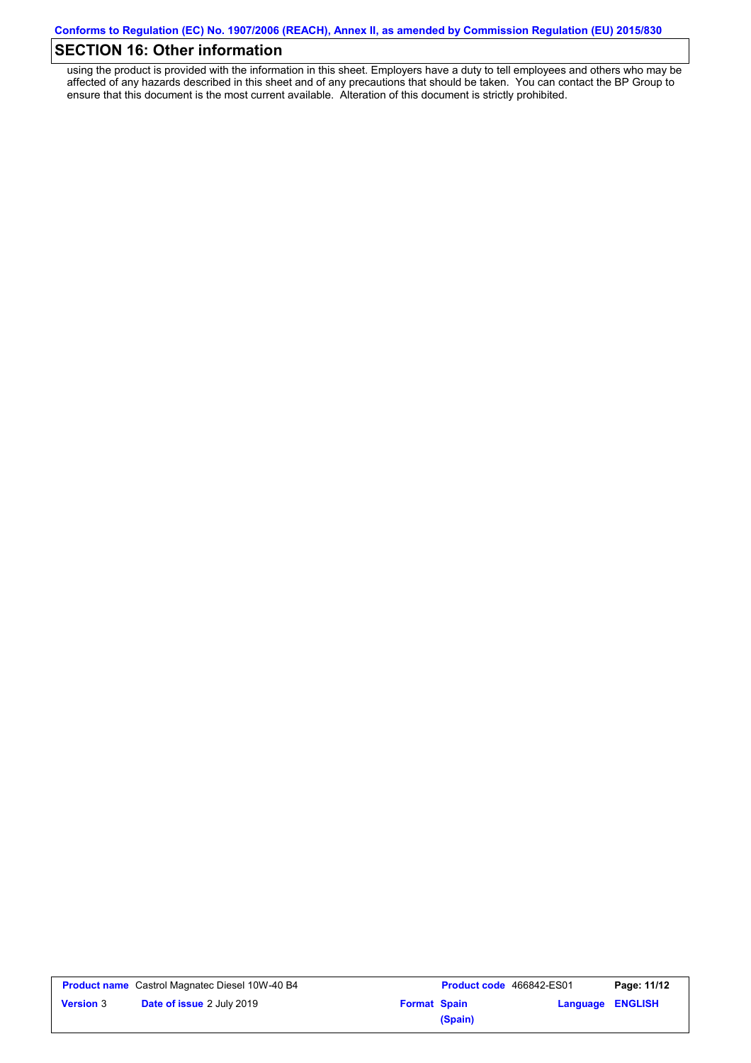## SECTION 16: Other information

using the product is provided with the information in this sheet. Employers have a duty to tell employees and others who may be affected of any hazards described in this sheet and of any precautions that should be taken. You can contact the BP Group to ensure that this document is the most current available. Alteration of this document is strictly prohibited.